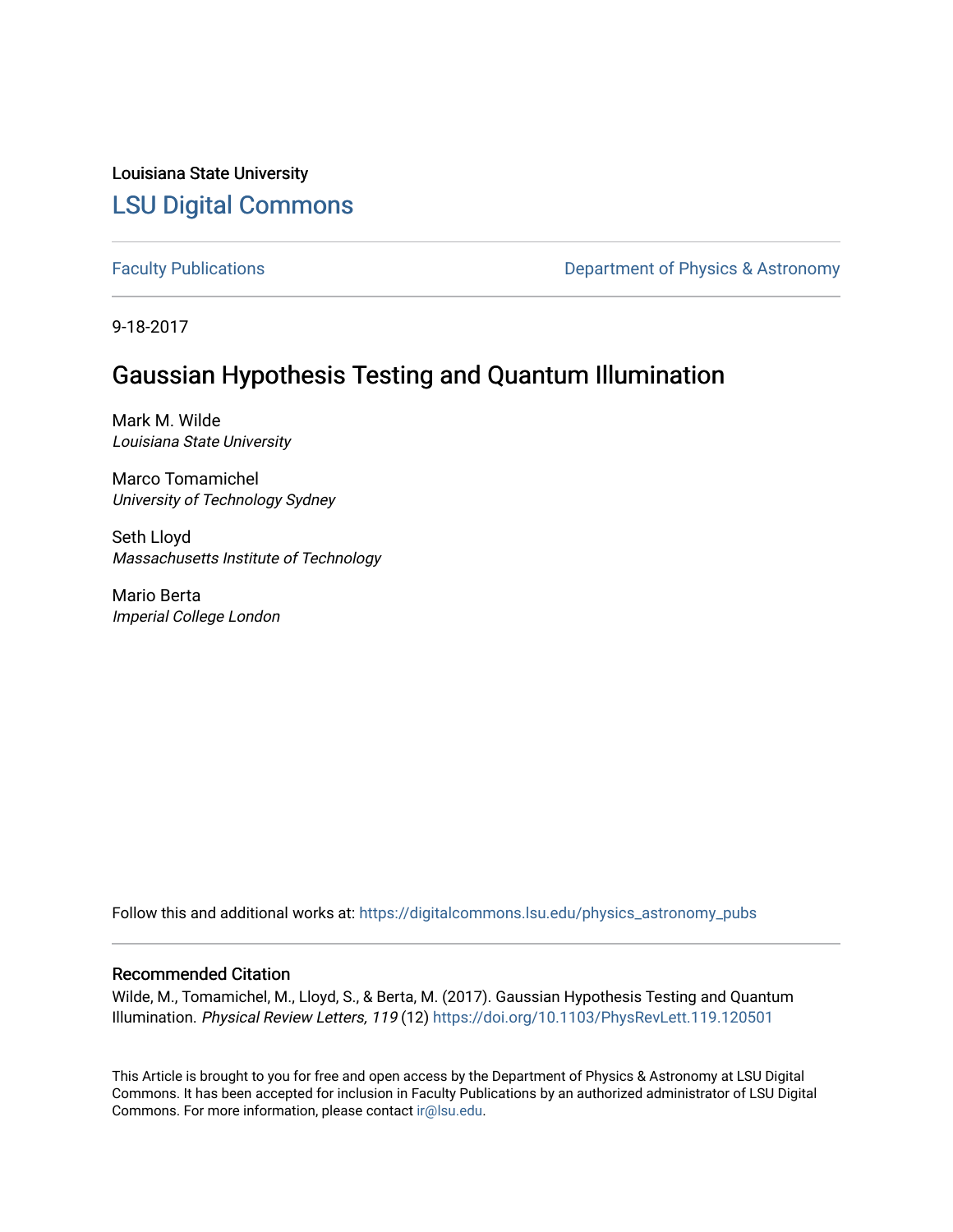Louisiana State University

## LSU Digital Commons

Faculty Publications | Department of Physics & Astronomy

9-18-2017

# Gaussian Hypothesis Testing and Quantum Illumination

Mark M. Wilde
*Louisiana State University*

Marco Tomamichel
*University of Technology Sydney*

Seth Lloyd
*Massachusetts Institute of Technology*

Mario Berta
*Imperial College London*

Follow this and additional works at: https://digitalcommons.lsu.edu/physics_astronomy_pubs

### Recommended Citation

Wilde, M., Tomamichel, M., Lloyd, S., & Berta, M. (2017). Gaussian Hypothesis Testing and Quantum Illumination. *Physical Review Letters, 119* (12) https://doi.org/10.1103/PhysRevLett.119.120501

This Article is brought to you for free and open access by the Department of Physics & Astronomy at LSU Digital Commons. It has been accepted for inclusion in Faculty Publications by an authorized administrator of LSU Digital Commons. For more information, please contact ir@lsu.edu.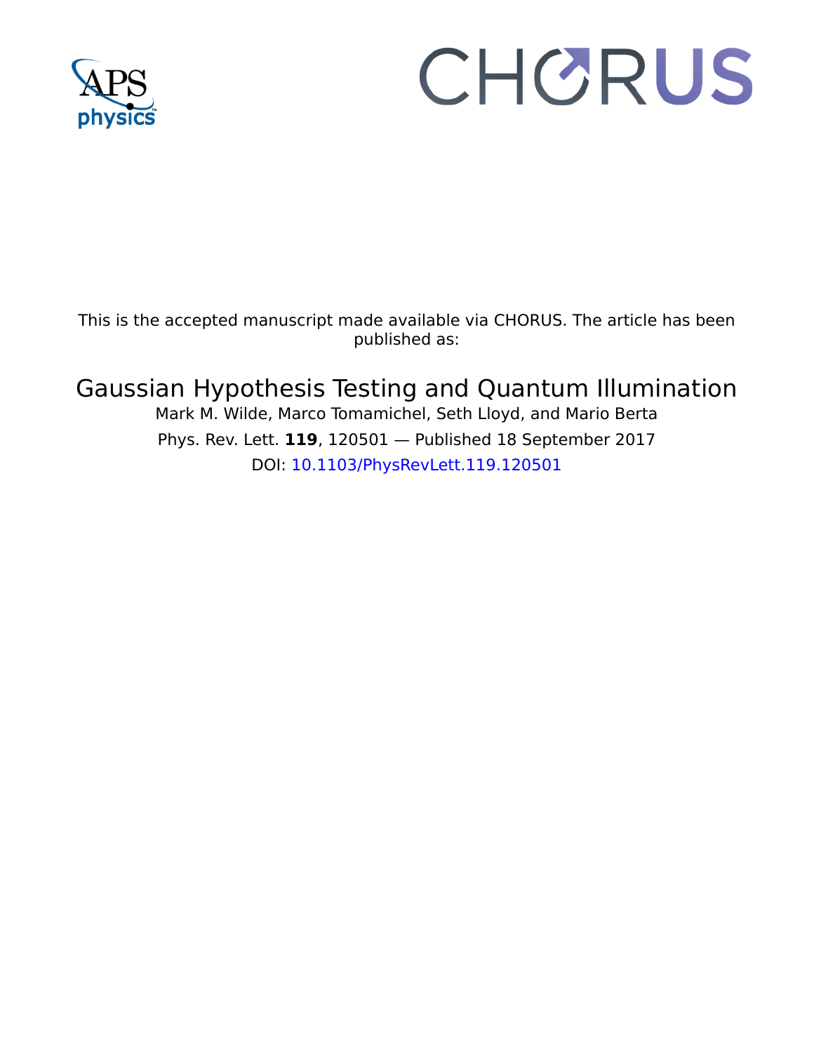This is the accepted manuscript made available via CHORUS. The article has been published as:

# Gaussian Hypothesis Testing and Quantum Illumination

Mark M. Wilde, Marco Tomamichel, Seth Lloyd, and Mario Berta

Phys. Rev. Lett. **119**, 120501 — Published 18 September 2017

DOI: 10.1103/PhysRevLett.119.120501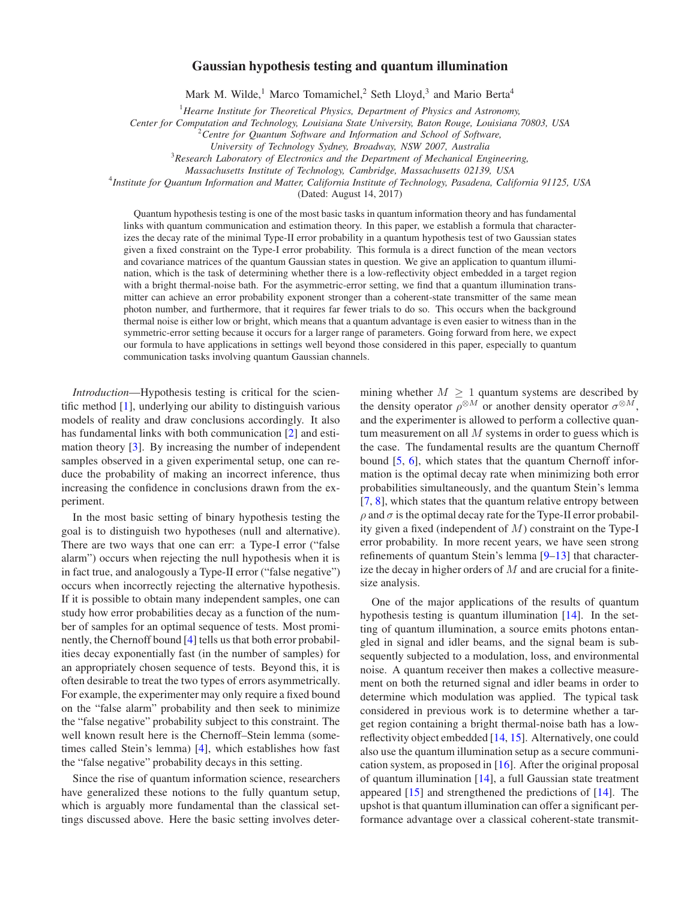# Gaussian hypothesis testing and quantum illumination

Mark M. Wilde,[1] Marco Tomamichel,[2] Seth Lloyd,[3] and Mario Berta[4]

[1]*Hearne Institute for Theoretical Physics, Department of Physics and Astronomy, Center for Computation and Technology, Louisiana State University, Baton Rouge, Louisiana 70803, USA*
[2]*Centre for Quantum Software and Information and School of Software, University of Technology Sydney, Broadway, NSW 2007, Australia*
[3]*Research Laboratory of Electronics and the Department of Mechanical Engineering, Massachusetts Institute of Technology, Cambridge, Massachusetts 02139, USA*
[4]*Institute for Quantum Information and Matter, California Institute of Technology, Pasadena, California 91125, USA*

(Dated: August 14, 2017)

Quantum hypothesis testing is one of the most basic tasks in quantum information theory and has fundamental links with quantum communication and estimation theory. In this paper, we establish a formula that characterizes the decay rate of the minimal Type-II error probability in a quantum hypothesis test of two Gaussian states given a fixed constraint on the Type-I error probability. This formula is a direct function of the mean vectors and covariance matrices of the quantum Gaussian states in question. We give an application to quantum illumination, which is the task of determining whether there is a low-reflectivity object embedded in a target region with a bright thermal-noise bath. For the asymmetric-error setting, we find that a quantum illumination transmitter can achieve an error probability exponent stronger than a coherent-state transmitter of the same mean photon number, and furthermore, that it requires far fewer trials to do so. This occurs when the background thermal noise is either low or bright, which means that a quantum advantage is even easier to witness than in the symmetric-error setting because it occurs for a larger range of parameters. Going forward from here, we expect our formula to have applications in settings well beyond those considered in this paper, especially to quantum communication tasks involving quantum Gaussian channels.

*Introduction*—Hypothesis testing is critical for the scientific method [1], underlying our ability to distinguish various models of reality and draw conclusions accordingly. It also has fundamental links with both communication [2] and estimation theory [3]. By increasing the number of independent samples observed in a given experimental setup, one can reduce the probability of making an incorrect inference, thus increasing the confidence in conclusions drawn from the experiment.

In the most basic setting of binary hypothesis testing the goal is to distinguish two hypotheses (null and alternative). There are two ways that one can err: a Type-I error ("false alarm") occurs when rejecting the null hypothesis when it is in fact true, and analogously a Type-II error ("false negative") occurs when incorrectly rejecting the alternative hypothesis. If it is possible to obtain many independent samples, one can study how error probabilities decay as a function of the number of samples for an optimal sequence of tests. Most prominently, the Chernoff bound [4] tells us that both error probabilities decay exponentially fast (in the number of samples) for an appropriately chosen sequence of tests. Beyond this, it is often desirable to treat the two types of errors asymmetrically. For example, the experimenter may only require a fixed bound on the "false alarm" probability and then seek to minimize the "false negative" probability subject to this constraint. The well known result here is the Chernoff–Stein lemma (sometimes called Stein's lemma) [4], which establishes how fast the "false negative" probability decays in this setting.

Since the rise of quantum information science, researchers have generalized these notions to the fully quantum setup, which is arguably more fundamental than the classical settings discussed above. Here the basic setting involves determining whether $M \geq 1$ quantum systems are described by the density operator $\rho^{\otimes M}$ or another density operator $\sigma^{\otimes M}$, and the experimenter is allowed to perform a collective quantum measurement on all $M$ systems in order to guess which is the case. The fundamental results are the quantum Chernoff bound [5, 6], which states that the quantum Chernoff information is the optimal decay rate when minimizing both error probabilities simultaneously, and the quantum Stein's lemma [7, 8], which states that the quantum relative entropy between $\rho$ and $\sigma$ is the optimal decay rate for the Type-II error probability given a fixed (independent of $M$) constraint on the Type-I error probability. In more recent years, we have seen strong refinements of quantum Stein's lemma [9–13] that characterize the decay in higher orders of $M$ and are crucial for a finite-size analysis.

One of the major applications of the results of quantum hypothesis testing is quantum illumination [14]. In the setting of quantum illumination, a source emits photons entangled in signal and idler beams, and the signal beam is subsequently subjected to a modulation, loss, and environmental noise. A quantum receiver then makes a collective measurement on both the returned signal and idler beams in order to determine which modulation was applied. The typical task considered in previous work is to determine whether a target region containing a bright thermal-noise bath has a low-reflectivity object embedded [14, 15]. Alternatively, one could also use the quantum illumination setup as a secure communication system, as proposed in [16]. After the original proposal of quantum illumination [14], a full Gaussian state treatment appeared [15] and strengthened the predictions of [14]. The upshot is that quantum illumination can offer a significant performance advantage over a classical coherent-state transmit-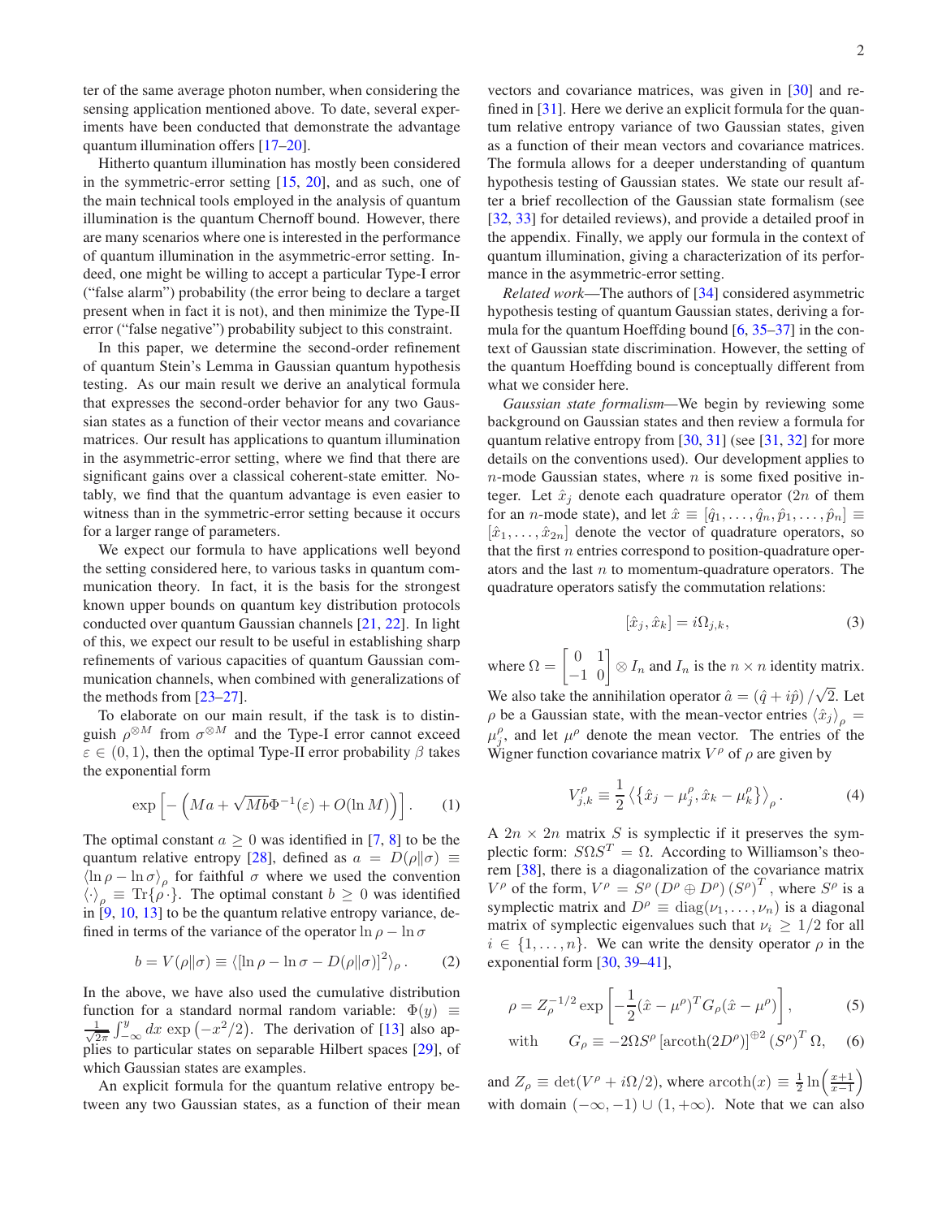ter of the same average photon number, when considering the sensing application mentioned above. To date, several experiments have been conducted that demonstrate the advantage quantum illumination offers [17–20].

Hitherto quantum illumination has mostly been considered in the symmetric-error setting [15, 20], and as such, one of the main technical tools employed in the analysis of quantum illumination is the quantum Chernoff bound. However, there are many scenarios where one is interested in the performance of quantum illumination in the asymmetric-error setting. Indeed, one might be willing to accept a particular Type-I error ("false alarm") probability (the error being to declare a target present when in fact it is not), and then minimize the Type-II error ("false negative") probability subject to this constraint.

In this paper, we determine the second-order refinement of quantum Stein's Lemma in Gaussian quantum hypothesis testing. As our main result we derive an analytical formula that expresses the second-order behavior for any two Gaussian states as a function of their vector means and covariance matrices. Our result has applications to quantum illumination in the asymmetric-error setting, where we find that there are significant gains over a classical coherent-state emitter. Notably, we find that the quantum advantage is even easier to witness than in the symmetric-error setting because it occurs for a larger range of parameters.

We expect our formula to have applications well beyond the setting considered here, to various tasks in quantum communication theory. In fact, it is the basis for the strongest known upper bounds on quantum key distribution protocols conducted over quantum Gaussian channels [21, 22]. In light of this, we expect our result to be useful in establishing sharp refinements of various capacities of quantum Gaussian communication channels, when combined with generalizations of the methods from [23–27].

To elaborate on our main result, if the task is to distinguish $\rho^{\otimes M}$ from $\sigma^{\otimes M}$ and the Type-I error cannot exceed $\varepsilon \in (0,1)$, then the optimal Type-II error probability $\beta$ takes the exponential form

$$\exp\left[-\left(Ma + \sqrt{Mb}\Phi^{-1}(\varepsilon) + O(\ln M)\right)\right]. \qquad (1)$$

The optimal constant $a \geq 0$ was identified in [7, 8] to be the quantum relative entropy [28], defined as $a = D(\rho\|\sigma) \equiv \langle \ln\rho - \ln\sigma\rangle_\rho$ for faithful $\sigma$ where we used the convention $\langle\cdot\rangle_\rho \equiv \mathrm{Tr}\{\rho\,\cdot\}$. The optimal constant $b \geq 0$ was identified in [9, 10, 13] to be the quantum relative entropy variance, defined in terms of the variance of the operator $\ln\rho - \ln\sigma$

$$b = V(\rho\|\sigma) \equiv \langle[\ln\rho - \ln\sigma - D(\rho\|\sigma)]^2\rangle_\rho. \qquad (2)$$

In the above, we have also used the cumulative distribution function for a standard normal random variable: $\Phi(y) \equiv \frac{1}{\sqrt{2\pi}}\int_{-\infty}^{y} dx\, \exp\left(-x^2/2\right)$. The derivation of [13] also applies to particular states on separable Hilbert spaces [29], of which Gaussian states are examples.

An explicit formula for the quantum relative entropy between any two Gaussian states, as a function of their mean vectors and covariance matrices, was given in [30] and refined in [31]. Here we derive an explicit formula for the quantum relative entropy variance of two Gaussian states, given as a function of their mean vectors and covariance matrices. The formula allows for a deeper understanding of quantum hypothesis testing of Gaussian states. We state our result after a brief recollection of the Gaussian state formalism (see [32, 33] for detailed reviews), and provide a detailed proof in the appendix. Finally, we apply our formula in the context of quantum illumination, giving a characterization of its performance in the asymmetric-error setting.

*Related work*—The authors of [34] considered asymmetric hypothesis testing of quantum Gaussian states, deriving a formula for the quantum Hoeffding bound [6, 35–37] in the context of Gaussian state discrimination. However, the setting of the quantum Hoeffding bound is conceptually different from what we consider here.

*Gaussian state formalism*—We begin by reviewing some background on Gaussian states and then review a formula for quantum relative entropy from [30, 31] (see [31, 32] for more details on the conventions used). Our development applies to $n$-mode Gaussian states, where $n$ is some fixed positive integer. Let $\hat{x}_j$ denote each quadrature operator ($2n$ of them for an $n$-mode state), and let $\hat{x} \equiv [\hat{q}_1, \ldots, \hat{q}_n, \hat{p}_1, \ldots, \hat{p}_n] \equiv [\hat{x}_1, \ldots, \hat{x}_{2n}]$ denote the vector of quadrature operators, so that the first $n$ entries correspond to position-quadrature operators and the last $n$ to momentum-quadrature operators. The quadrature operators satisfy the commutation relations:

$$[\hat{x}_j, \hat{x}_k] = i\Omega_{j,k}, \qquad (3)$$

where $\Omega = \begin{bmatrix} 0 & 1 \\ -1 & 0 \end{bmatrix} \otimes I_n$ and $I_n$ is the $n \times n$ identity matrix. We also take the annihilation operator $\hat{a} = (\hat{q} + i\hat{p})/\sqrt{2}$. Let $\rho$ be a Gaussian state, with the mean-vector entries $\langle \hat{x}_j \rangle_\rho = \mu_j^\rho$, and let $\mu^\rho$ denote the mean vector. The entries of the Wigner function covariance matrix $V^\rho$ of $\rho$ are given by

$$V^\rho_{j,k} \equiv \frac{1}{2}\left\langle\left\{\hat{x}_j - \mu_j^\rho, \hat{x}_k - \mu_k^\rho\right\}\right\rangle_\rho. \qquad (4)$$

A $2n \times 2n$ matrix $S$ is symplectic if it preserves the symplectic form: $S\Omega S^T = \Omega$. According to Williamson's theorem [38], there is a diagonalization of the covariance matrix $V^\rho$ of the form, $V^\rho = S^\rho\left(D^\rho \oplus D^\rho\right)\left(S^\rho\right)^T$, where $S^\rho$ is a symplectic matrix and $D^\rho \equiv \mathrm{diag}(\nu_1, \ldots, \nu_n)$ is a diagonal matrix of symplectic eigenvalues such that $\nu_i \geq 1/2$ for all $i \in \{1, \ldots, n\}$. We can write the density operator $\rho$ in the exponential form [30, 39–41],

$$\rho = Z_\rho^{-1/2} \exp\left[-\frac{1}{2}(\hat{x} - \mu^\rho)^T G_\rho (\hat{x} - \mu^\rho)\right], \qquad (5)$$

$$\text{with} \qquad G_\rho \equiv -2\Omega S^\rho \left[\mathrm{arcoth}(2D^\rho)\right]^{\oplus 2} \left(S^\rho\right)^T \Omega, \qquad (6)$$

and $Z_\rho \equiv \det(V^\rho + i\Omega/2)$, where $\mathrm{arcoth}(x) \equiv \frac{1}{2}\ln\left(\frac{x+1}{x-1}\right)$ with domain $(-\infty, -1) \cup (1, +\infty)$. Note that we can also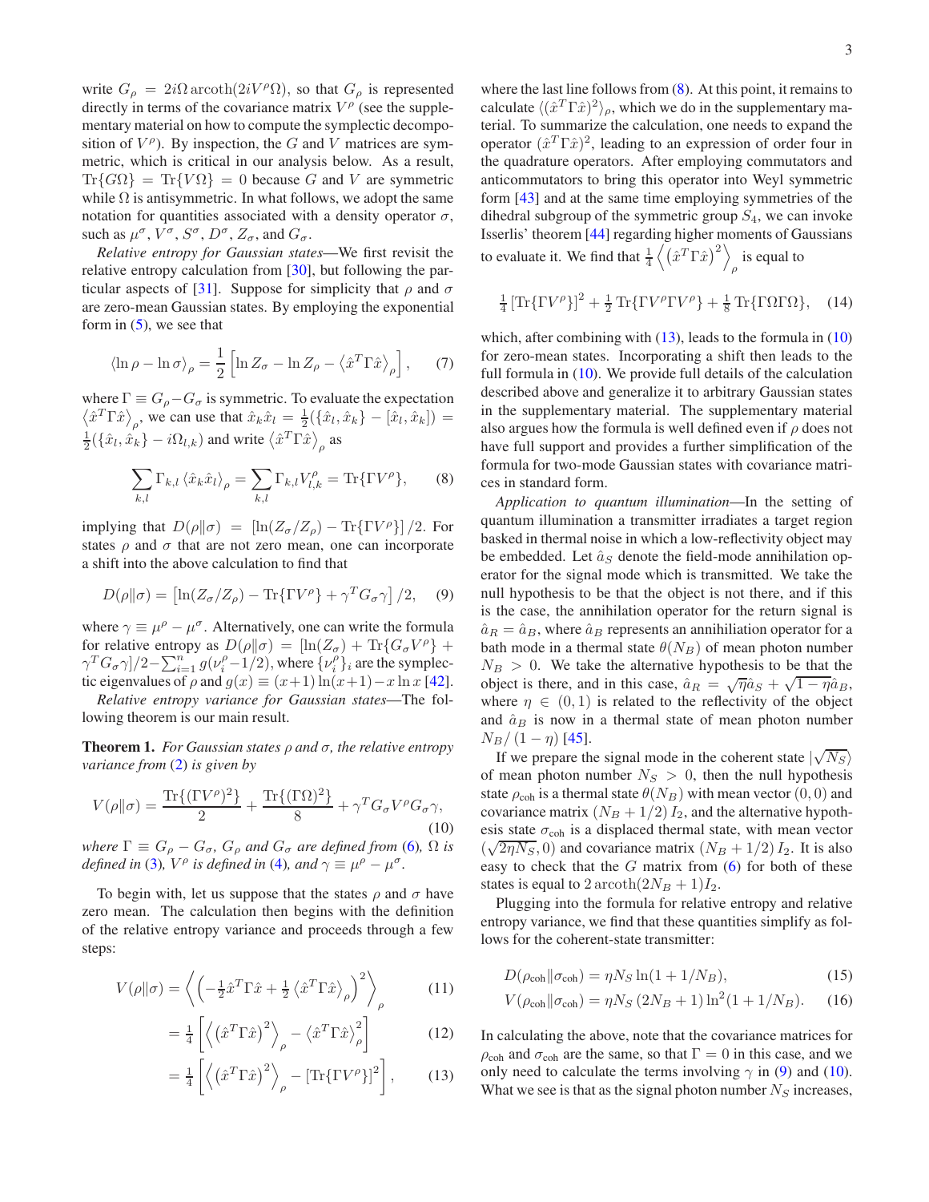write $G_\rho = 2i\Omega\,\mathrm{arcoth}(2iV^\rho\Omega)$, so that $G_\rho$ is represented directly in terms of the covariance matrix $V^\rho$ (see the supplementary material on how to compute the symplectic decomposition of $V^\rho$). By inspection, the $G$ and $V$ matrices are symmetric, which is critical in our analysis below. As a result, $\mathrm{Tr}\{G\Omega\} = \mathrm{Tr}\{V\Omega\} = 0$ because $G$ and $V$ are symmetric while $\Omega$ is antisymmetric. In what follows, we adopt the same notation for quantities associated with a density operator $\sigma$, such as $\mu^\sigma$, $V^\sigma$, $S^\sigma$, $D^\sigma$, $Z_\sigma$, and $G_\sigma$.

*Relative entropy for Gaussian states*—We first revisit the relative entropy calculation from [30], but following the particular aspects of [31]. Suppose for simplicity that $\rho$ and $\sigma$ are zero-mean Gaussian states. By employing the exponential form in (5), we see that

$$\langle \ln\rho - \ln\sigma\rangle_\rho = \frac{1}{2}\left[\ln Z_\sigma - \ln Z_\rho - \left\langle \hat{x}^T\Gamma\hat{x}\right\rangle_\rho\right], \quad (7)$$

where $\Gamma \equiv G_\rho - G_\sigma$ is symmetric. To evaluate the expectation $\left\langle \hat{x}^T\Gamma\hat{x}\right\rangle_\rho$, we can use that $\hat{x}_k\hat{x}_l = \frac{1}{2}(\{\hat{x}_l,\hat{x}_k\} - [\hat{x}_l,\hat{x}_k]) = \frac{1}{2}(\{\hat{x}_l,\hat{x}_k\} - i\Omega_{l,k})$ and write $\left\langle \hat{x}^T\Gamma\hat{x}\right\rangle_\rho$ as

$$\sum_{k,l}\Gamma_{k,l}\left\langle \hat{x}_k\hat{x}_l\right\rangle_\rho = \sum_{k,l}\Gamma_{k,l}V^\rho_{l,k} = \mathrm{Tr}\{\Gamma V^\rho\}, \quad (8)$$

implying that $D(\rho\|\sigma) = \left[\ln(Z_\sigma/Z_\rho) - \mathrm{Tr}\{\Gamma V^\rho\}\right]/2$. For states $\rho$ and $\sigma$ that are not zero mean, one can incorporate a shift into the above calculation to find that

$$D(\rho\|\sigma) = \left[\ln(Z_\sigma/Z_\rho) - \mathrm{Tr}\{\Gamma V^\rho\} + \gamma^T G_\sigma\gamma\right]/2, \quad (9)$$

where $\gamma \equiv \mu^\rho - \mu^\sigma$. Alternatively, one can write the formula for relative entropy as $D(\rho\|\sigma) = [\ln(Z_\sigma) + \mathrm{Tr}\{G_\sigma V^\rho\} + \gamma^T G_\sigma\gamma]/2 - \sum_{i=1}^n g(\nu_i^\rho - 1/2)$, where $\{\nu_i^\rho\}_i$ are the symplectic eigenvalues of $\rho$ and $g(x) \equiv (x+1)\ln(x+1) - x\ln x$ [42].

*Relative entropy variance for Gaussian states*—The following theorem is our main result.

**Theorem 1.** *For Gaussian states $\rho$ and $\sigma$, the relative entropy variance from* (2) *is given by*

$$V(\rho\|\sigma) = \frac{\mathrm{Tr}\{(\Gamma V^\rho)^2\}}{2} + \frac{\mathrm{Tr}\{(\Gamma\Omega)^2\}}{8} + \gamma^T G_\sigma V^\rho G_\sigma\gamma, \quad (10)$$

*where $\Gamma \equiv G_\rho - G_\sigma$, $G_\rho$ and $G_\sigma$ are defined from* (6)*, $\Omega$ is defined in* (3)*, $V^\rho$ is defined in* (4)*, and $\gamma \equiv \mu^\rho - \mu^\sigma$.*

To begin with, let us suppose that the states $\rho$ and $\sigma$ have zero mean. The calculation then begins with the definition of the relative entropy variance and proceeds through a few steps:

$$V(\rho\|\sigma) = \left\langle\left(-\tfrac{1}{2}\hat{x}^T\Gamma\hat{x} + \tfrac{1}{2}\left\langle\hat{x}^T\Gamma\hat{x}\right\rangle_\rho\right)^2\right\rangle_\rho \quad (11)$$

$$= \tfrac{1}{4}\left[\left\langle\left(\hat{x}^T\Gamma\hat{x}\right)^2\right\rangle_\rho - \left\langle\hat{x}^T\Gamma\hat{x}\right\rangle_\rho^2\right] \quad (12)$$

$$= \tfrac{1}{4}\left[\left\langle\left(\hat{x}^T\Gamma\hat{x}\right)^2\right\rangle_\rho - \left[\mathrm{Tr}\{\Gamma V^\rho\}\right]^2\right], \quad (13)$$

where the last line follows from (8). At this point, it remains to calculate $\langle(\hat{x}^T\Gamma\hat{x})^2\rangle_\rho$, which we do in the supplementary material. To summarize the calculation, one needs to expand the operator $(\hat{x}^T\Gamma\hat{x})^2$, leading to an expression of order four in the quadrature operators. After employing commutators and anticommutators to bring this operator into Weyl symmetric form [43] and at the same time employing symmetries of the dihedral subgroup of the symmetric group $S_4$, we can invoke Isserlis' theorem [44] regarding higher moments of Gaussians to evaluate it. We find that $\frac{1}{4}\left\langle\left(\hat{x}^T\Gamma\hat{x}\right)^2\right\rangle_\rho$ is equal to

$$\tfrac{1}{4}\left[\mathrm{Tr}\{\Gamma V^\rho\}\right]^2 + \tfrac{1}{2}\mathrm{Tr}\{\Gamma V^\rho\Gamma V^\rho\} + \tfrac{1}{8}\mathrm{Tr}\{\Gamma\Omega\Gamma\Omega\}, \quad (14)$$

which, after combining with (13), leads to the formula in (10) for zero-mean states. Incorporating a shift then leads to the full formula in (10). We provide full details of the calculation described above and generalize it to arbitrary Gaussian states in the supplementary material. The supplementary material also argues how the formula is well defined even if $\rho$ does not have full support and provides a further simplification of the formula for two-mode Gaussian states with covariance matrices in standard form.

*Application to quantum illumination*—In the setting of quantum illumination a transmitter irradiates a target region basked in thermal noise in which a low-reflectivity object may be embedded. Let $\hat{a}_S$ denote the field-mode annihilation operator for the signal mode which is transmitted. We take the null hypothesis to be that the object is not there, and if this is the case, the annihilation operator for the return signal is $\hat{a}_R = \hat{a}_B$, where $\hat{a}_B$ represents an annihiliation operator for a bath mode in a thermal state $\theta(N_B)$ of mean photon number $N_B > 0$. We take the alternative hypothesis to be that the object is there, and in this case, $\hat{a}_R = \sqrt{\eta}\hat{a}_S + \sqrt{1-\eta}\hat{a}_B$, where $\eta \in (0,1)$ is related to the reflectivity of the object and $\hat{a}_B$ is now in a thermal state of mean photon number $N_B/(1-\eta)$ [45].

If we prepare the signal mode in the coherent state $|\sqrt{N_S}\rangle$ of mean photon number $N_S > 0$, then the null hypothesis state $\rho_{\mathrm{coh}}$ is a thermal state $\theta(N_B)$ with mean vector $(0,0)$ and covariance matrix $(N_B + 1/2)\,I_2$, and the alternative hypothesis state $\sigma_{\mathrm{coh}}$ is a displaced thermal state, with mean vector $(\sqrt{2\eta N_S}, 0)$ and covariance matrix $(N_B + 1/2)\,I_2$. It is also easy to check that the $G$ matrix from (6) for both of these states is equal to $2\,\mathrm{arcoth}(2N_B+1)I_2$.

Plugging into the formula for relative entropy and relative entropy variance, we find that these quantities simplify as follows for the coherent-state transmitter:

$$D(\rho_{\mathrm{coh}}\|\sigma_{\mathrm{coh}}) = \eta N_S\ln(1 + 1/N_B), \quad (15)$$

$$V(\rho_{\mathrm{coh}}\|\sigma_{\mathrm{coh}}) = \eta N_S\,(2N_B+1)\ln^2(1+1/N_B). \quad (16)$$

In calculating the above, note that the covariance matrices for $\rho_{\mathrm{coh}}$ and $\sigma_{\mathrm{coh}}$ are the same, so that $\Gamma = 0$ in this case, and we only need to calculate the terms involving $\gamma$ in (9) and (10). What we see is that as the signal photon number $N_S$ increases,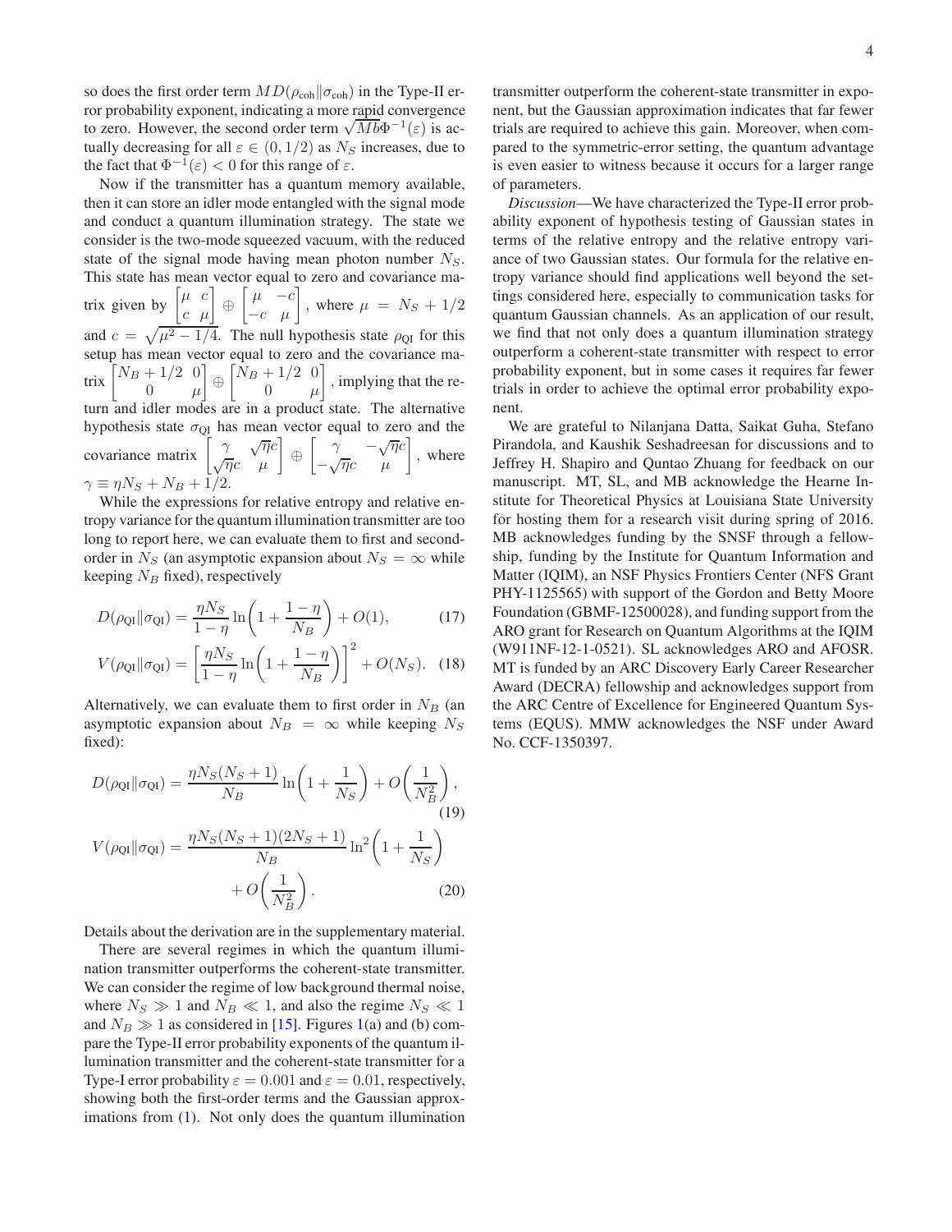so does the first order term $MD(\rho_{\text{coh}}\|\sigma_{\text{coh}})$ in the Type-II error probability exponent, indicating a more rapid convergence to zero. However, the second order term $\sqrt{Mb}\Phi^{-1}(\varepsilon)$ is actually decreasing for all $\varepsilon \in (0, 1/2)$ as $N_S$ increases, due to the fact that $\Phi^{-1}(\varepsilon) < 0$ for this range of $\varepsilon$.

Now if the transmitter has a quantum memory available, then it can store an idler mode entangled with the signal mode and conduct a quantum illumination strategy. The state we consider is the two-mode squeezed vacuum, with the reduced state of the signal mode having mean photon number $N_S$. This state has mean vector equal to zero and covariance matrix given by $\begin{bmatrix} \mu & c \\ c & \mu \end{bmatrix} \oplus \begin{bmatrix} \mu & -c \\ -c & \mu \end{bmatrix}$, where $\mu = N_S + 1/2$ and $c = \sqrt{\mu^2 - 1/4}$. The null hypothesis state $\rho_{\text{QI}}$ for this setup has mean vector equal to zero and the covariance matrix $\begin{bmatrix} N_B + 1/2 & 0 \\ 0 & \mu \end{bmatrix} \oplus \begin{bmatrix} N_B + 1/2 & 0 \\ 0 & \mu \end{bmatrix}$, implying that the return and idler modes are in a product state. The alternative hypothesis state $\sigma_{\text{QI}}$ has mean vector equal to zero and the covariance matrix $\begin{bmatrix} \gamma & \sqrt{\eta}c \\ \sqrt{\eta}c & \mu \end{bmatrix} \oplus \begin{bmatrix} \gamma & -\sqrt{\eta}c \\ -\sqrt{\eta}c & \mu \end{bmatrix}$, where $\gamma \equiv \eta N_S + N_B + 1/2$.

While the expressions for relative entropy and relative entropy variance for the quantum illumination transmitter are too long to report here, we can evaluate them to first and second-order in $N_S$ (an asymptotic expansion about $N_S = \infty$ while keeping $N_B$ fixed), respectively

$$D(\rho_{\text{QI}}\|\sigma_{\text{QI}}) = \frac{\eta N_S}{1-\eta} \ln\left(1 + \frac{1-\eta}{N_B}\right) + O(1), \tag{17}$$

$$V(\rho_{\text{QI}}\|\sigma_{\text{QI}}) = \left[\frac{\eta N_S}{1-\eta} \ln\left(1 + \frac{1-\eta}{N_B}\right)\right]^2 + O(N_S). \tag{18}$$

Alternatively, we can evaluate them to first order in $N_B$ (an asymptotic expansion about $N_B = \infty$ while keeping $N_S$ fixed):

$$D(\rho_{\text{QI}}\|\sigma_{\text{QI}}) = \frac{\eta N_S(N_S+1)}{N_B} \ln\left(1 + \frac{1}{N_S}\right) + O\left(\frac{1}{N_B^2}\right), \tag{19}$$

$$V(\rho_{\text{QI}}\|\sigma_{\text{QI}}) = \frac{\eta N_S(N_S+1)(2N_S+1)}{N_B} \ln^2\left(1 + \frac{1}{N_S}\right) + O\left(\frac{1}{N_B^2}\right). \tag{20}$$

Details about the derivation are in the supplementary material.

There are several regimes in which the quantum illumination transmitter outperforms the coherent-state transmitter. We can consider the regime of low background thermal noise, where $N_S \gg 1$ and $N_B \ll 1$, and also the regime $N_S \ll 1$ and $N_B \gg 1$ as considered in [15]. Figures 1(a) and (b) compare the Type-II error probability exponents of the quantum illumination transmitter and the coherent-state transmitter for a Type-I error probability $\varepsilon = 0.001$ and $\varepsilon = 0.01$, respectively, showing both the first-order terms and the Gaussian approximations from (1). Not only does the quantum illumination transmitter outperform the coherent-state transmitter in exponent, but the Gaussian approximation indicates that far fewer trials are required to achieve this gain. Moreover, when compared to the symmetric-error setting, the quantum advantage is even easier to witness because it occurs for a larger range of parameters.

*Discussion*—We have characterized the Type-II error probability exponent of hypothesis testing of Gaussian states in terms of the relative entropy and the relative entropy variance of two Gaussian states. Our formula for the relative entropy variance should find applications well beyond the settings considered here, especially to communication tasks for quantum Gaussian channels. As an application of our result, we find that not only does a quantum illumination strategy outperform a coherent-state transmitter with respect to error probability exponent, but in some cases it requires far fewer trials in order to achieve the optimal error probability exponent.

We are grateful to Nilanjana Datta, Saikat Guha, Stefano Pirandola, and Kaushik Seshadreesan for discussions and to Jeffrey H. Shapiro and Quntao Zhuang for feedback on our manuscript. MT, SL, and MB acknowledge the Hearne Institute for Theoretical Physics at Louisiana State University for hosting them for a research visit during spring of 2016. MB acknowledges funding by the SNSF through a fellowship, funding by the Institute for Quantum Information and Matter (IQIM), an NSF Physics Frontiers Center (NFS Grant PHY-1125565) with support of the Gordon and Betty Moore Foundation (GBMF-12500028), and funding support from the ARO grant for Research on Quantum Algorithms at the IQIM (W911NF-12-1-0521). SL acknowledges ARO and AFOSR. MT is funded by an ARC Discovery Early Career Researcher Award (DECRA) fellowship and acknowledges support from the ARC Centre of Excellence for Engineered Quantum Systems (EQUS). MMW acknowledges the NSF under Award No. CCF-1350397.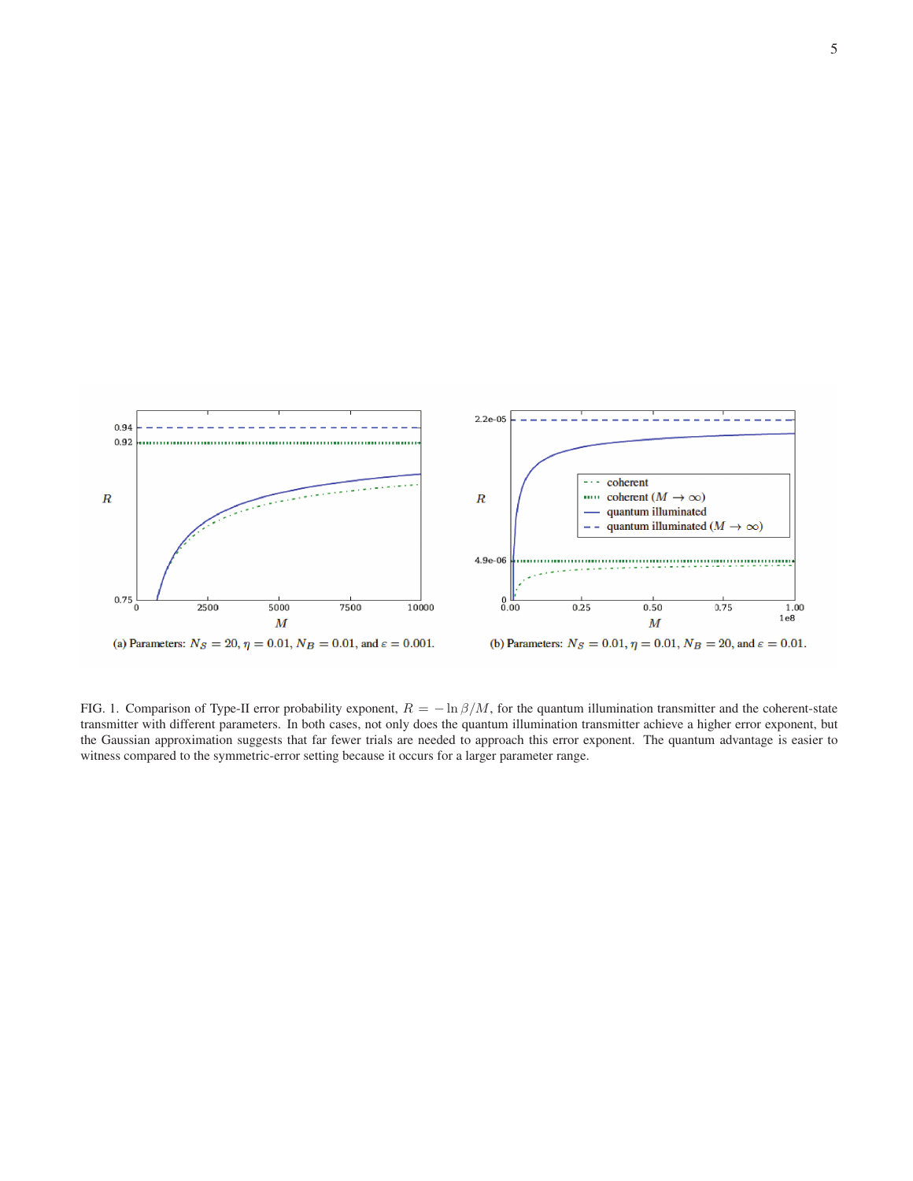(a) Parameters: $N_S = 20$, $\eta = 0.01$, $N_B = 0.01$, and $\varepsilon = 0.001$.

(b) Parameters: $N_S = 0.01$, $\eta = 0.01$, $N_B = 20$, and $\varepsilon = 0.01$.

FIG. 1. Comparison of Type-II error probability exponent, $R = -\ln\beta/M$, for the quantum illumination transmitter and the coherent-state transmitter with different parameters. In both cases, not only does the quantum illumination transmitter achieve a higher error exponent, but the Gaussian approximation suggests that far fewer trials are needed to approach this error exponent. The quantum advantage is easier to witness compared to the symmetric-error setting because it occurs for a larger parameter range.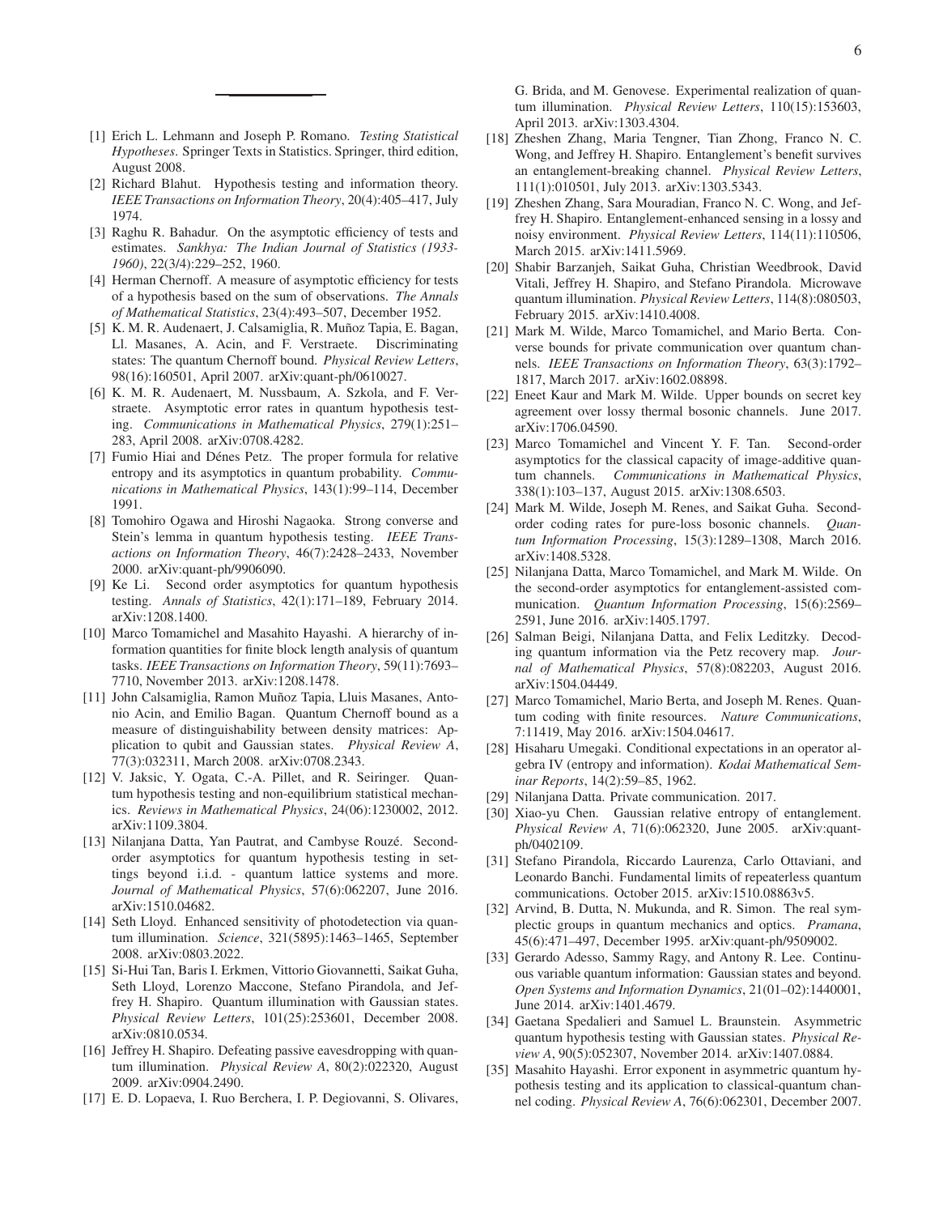---

[1] Erich L. Lehmann and Joseph P. Romano. *Testing Statistical Hypotheses*. Springer Texts in Statistics. Springer, third edition, August 2008.

[2] Richard Blahut. Hypothesis testing and information theory. *IEEE Transactions on Information Theory*, 20(4):405–417, July 1974.

[3] Raghu R. Bahadur. On the asymptotic efficiency of tests and estimates. *Sankhya: The Indian Journal of Statistics (1933-1960)*, 22(3/4):229–252, 1960.

[4] Herman Chernoff. A measure of asymptotic efficiency for tests of a hypothesis based on the sum of observations. *The Annals of Mathematical Statistics*, 23(4):493–507, December 1952.

[5] K. M. R. Audenaert, J. Calsamiglia, R. Muñoz Tapia, E. Bagan, Ll. Masanes, A. Acin, and F. Verstraete. Discriminating states: The quantum Chernoff bound. *Physical Review Letters*, 98(16):160501, April 2007. arXiv:quant-ph/0610027.

[6] K. M. R. Audenaert, M. Nussbaum, A. Szkola, and F. Verstraete. Asymptotic error rates in quantum hypothesis testing. *Communications in Mathematical Physics*, 279(1):251–283, April 2008. arXiv:0708.4282.

[7] Fumio Hiai and Dénes Petz. The proper formula for relative entropy and its asymptotics in quantum probability. *Communications in Mathematical Physics*, 143(1):99–114, December 1991.

[8] Tomohiro Ogawa and Hiroshi Nagaoka. Strong converse and Stein's lemma in quantum hypothesis testing. *IEEE Transactions on Information Theory*, 46(7):2428–2433, November 2000. arXiv:quant-ph/9906090.

[9] Ke Li. Second order asymptotics for quantum hypothesis testing. *Annals of Statistics*, 42(1):171–189, February 2014. arXiv:1208.1400.

[10] Marco Tomamichel and Masahito Hayashi. A hierarchy of information quantities for finite block length analysis of quantum tasks. *IEEE Transactions on Information Theory*, 59(11):7693–7710, November 2013. arXiv:1208.1478.

[11] John Calsamiglia, Ramon Muñoz Tapia, Lluis Masanes, Antonio Acin, and Emilio Bagan. Quantum Chernoff bound as a measure of distinguishability between density matrices: Application to qubit and Gaussian states. *Physical Review A*, 77(3):032311, March 2008. arXiv:0708.2343.

[12] V. Jaksic, Y. Ogata, C.-A. Pillet, and R. Seiringer. Quantum hypothesis testing and non-equilibrium statistical mechanics. *Reviews in Mathematical Physics*, 24(06):1230002, 2012. arXiv:1109.3804.

[13] Nilanjana Datta, Yan Pautrat, and Cambyse Rouzé. Second-order asymptotics for quantum hypothesis testing in settings beyond i.i.d. - quantum lattice systems and more. *Journal of Mathematical Physics*, 57(6):062207, June 2016. arXiv:1510.04682.

[14] Seth Lloyd. Enhanced sensitivity of photodetection via quantum illumination. *Science*, 321(5895):1463–1465, September 2008. arXiv:0803.2022.

[15] Si-Hui Tan, Baris I. Erkmen, Vittorio Giovannetti, Saikat Guha, Seth Lloyd, Lorenzo Maccone, Stefano Pirandola, and Jeffrey H. Shapiro. Quantum illumination with Gaussian states. *Physical Review Letters*, 101(25):253601, December 2008. arXiv:0810.0534.

[16] Jeffrey H. Shapiro. Defeating passive eavesdropping with quantum illumination. *Physical Review A*, 80(2):022320, August 2009. arXiv:0904.2490.

[17] E. D. Lopaeva, I. Ruo Berchera, I. P. Degiovanni, S. Olivares, G. Brida, and M. Genovese. Experimental realization of quantum illumination. *Physical Review Letters*, 110(15):153603, April 2013. arXiv:1303.4304.

[18] Zheshen Zhang, Maria Tengner, Tian Zhong, Franco N. C. Wong, and Jeffrey H. Shapiro. Entanglement's benefit survives an entanglement-breaking channel. *Physical Review Letters*, 111(1):010501, July 2013. arXiv:1303.5343.

[19] Zheshen Zhang, Sara Mouradian, Franco N. C. Wong, and Jeffrey H. Shapiro. Entanglement-enhanced sensing in a lossy and noisy environment. *Physical Review Letters*, 114(11):110506, March 2015. arXiv:1411.5969.

[20] Shabir Barzanjeh, Saikat Guha, Christian Weedbrook, David Vitali, Jeffrey H. Shapiro, and Stefano Pirandola. Microwave quantum illumination. *Physical Review Letters*, 114(8):080503, February 2015. arXiv:1410.4008.

[21] Mark M. Wilde, Marco Tomamichel, and Mario Berta. Converse bounds for private communication over quantum channels. *IEEE Transactions on Information Theory*, 63(3):1792–1817, March 2017. arXiv:1602.08898.

[22] Eneet Kaur and Mark M. Wilde. Upper bounds on secret key agreement over lossy thermal bosonic channels. June 2017. arXiv:1706.04590.

[23] Marco Tomamichel and Vincent Y. F. Tan. Second-order asymptotics for the classical capacity of image-additive quantum channels. *Communications in Mathematical Physics*, 338(1):103–137, August 2015. arXiv:1308.6503.

[24] Mark M. Wilde, Joseph M. Renes, and Saikat Guha. Second-order coding rates for pure-loss bosonic channels. *Quantum Information Processing*, 15(3):1289–1308, March 2016. arXiv:1408.5328.

[25] Nilanjana Datta, Marco Tomamichel, and Mark M. Wilde. On the second-order asymptotics for entanglement-assisted communication. *Quantum Information Processing*, 15(6):2569–2591, June 2016. arXiv:1405.1797.

[26] Salman Beigi, Nilanjana Datta, and Felix Leditzky. Decoding quantum information via the Petz recovery map. *Journal of Mathematical Physics*, 57(8):082203, August 2016. arXiv:1504.04449.

[27] Marco Tomamichel, Mario Berta, and Joseph M. Renes. Quantum coding with finite resources. *Nature Communications*, 7:11419, May 2016. arXiv:1504.04617.

[28] Hisaharu Umegaki. Conditional expectations in an operator algebra IV (entropy and information). *Kodai Mathematical Seminar Reports*, 14(2):59–85, 1962.

[29] Nilanjana Datta. Private communication. 2017.

[30] Xiao-yu Chen. Gaussian relative entropy of entanglement. *Physical Review A*, 71(6):062320, June 2005. arXiv:quant-ph/0402109.

[31] Stefano Pirandola, Riccardo Laurenza, Carlo Ottaviani, and Leonardo Banchi. Fundamental limits of repeaterless quantum communications. October 2015. arXiv:1510.08863v5.

[32] Arvind, B. Dutta, N. Mukunda, and R. Simon. The real symplectic groups in quantum mechanics and optics. *Pramana*, 45(6):471–497, December 1995. arXiv:quant-ph/9509002.

[33] Gerardo Adesso, Sammy Ragy, and Antony R. Lee. Continuous quantum information: Gaussian states and beyond. *Open Systems and Information Dynamics*, 21(01–02):1440001, June 2014. arXiv:1401.4679.

[34] Gaetana Spedalieri and Samuel L. Braunstein. Asymmetric quantum hypothesis testing with Gaussian states. *Physical Review A*, 90(5):052307, November 2014. arXiv:1407.0884.

[35] Masahito Hayashi. Error exponent in asymmetric quantum hypothesis testing and its application to classical-quantum channel coding. *Physical Review A*, 76(6):062301, December 2007.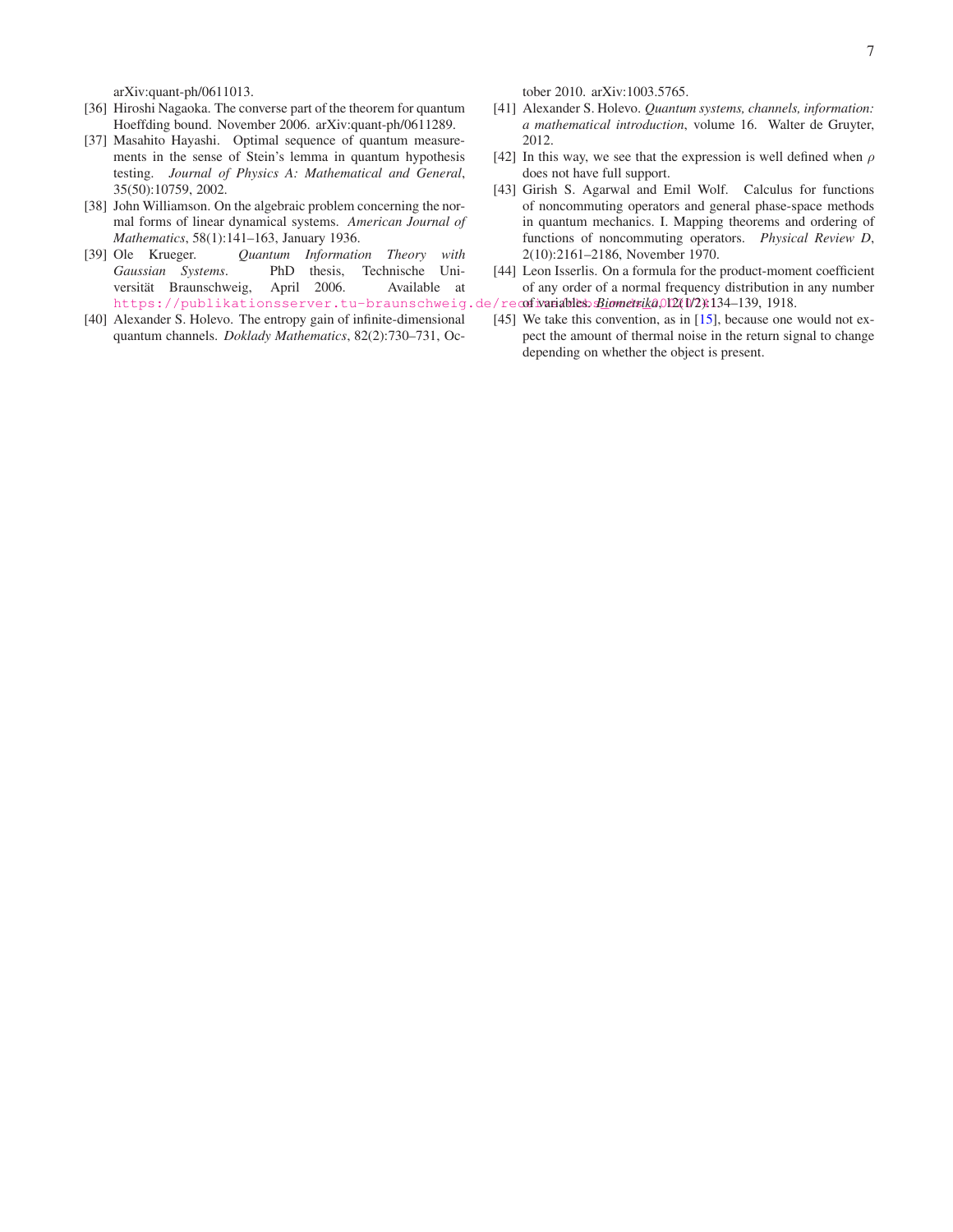arXiv:quant-ph/0611013.

[36] Hiroshi Nagaoka. The converse part of the theorem for quantum Hoeffding bound. November 2006. arXiv:quant-ph/0611289.

[37] Masahito Hayashi. Optimal sequence of quantum measurements in the sense of Stein's lemma in quantum hypothesis testing. *Journal of Physics A: Mathematical and General*, 35(50):10759, 2002.

[38] John Williamson. On the algebraic problem concerning the normal forms of linear dynamical systems. *American Journal of Mathematics*, 58(1):141–163, January 1936.

[39] Ole Krueger. *Quantum Information Theory with Gaussian Systems*. PhD thesis, Technische Universität Braunschweig, April 2006. Available at https://publikationsserver.tu-braunschweig.de/receive/dbbs_mods_00001942.

[40] Alexander S. Holevo. The entropy gain of infinite-dimensional quantum channels. *Doklady Mathematics*, 82(2):730–731, October 2010. arXiv:1003.5765.

[41] Alexander S. Holevo. *Quantum systems, channels, information: a mathematical introduction*, volume 16. Walter de Gruyter, 2012.

[42] In this way, we see that the expression is well defined when $\rho$ does not have full support.

[43] Girish S. Agarwal and Emil Wolf. Calculus for functions of noncommuting operators and general phase-space methods in quantum mechanics. I. Mapping theorems and ordering of functions of noncommuting operators. *Physical Review D*, 2(10):2161–2186, November 1970.

[44] Leon Isserlis. On a formula for the product-moment coefficient of any order of a normal frequency distribution in any number of variables. *Biometrika*, 12(1/2):134–139, 1918.

[45] We take this convention, as in [15], because one would not expect the amount of thermal noise in the return signal to change depending on whether the object is present.